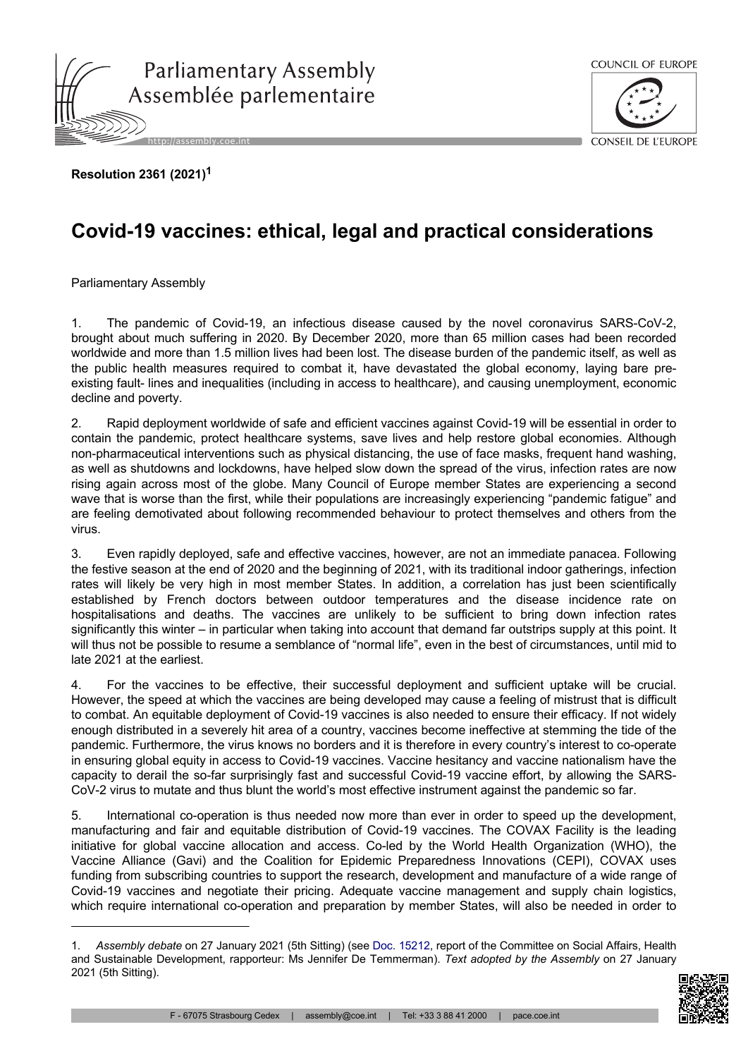**Resolution 2361 (2021)[1]**

# Covid-19 vaccines: ethical, legal and practical considerations

Parliamentary Assembly

1. The pandemic of Covid-19, an infectious disease caused by the novel coronavirus SARS-CoV-2, brought about much suffering in 2020. By December 2020, more than 65 million cases had been recorded worldwide and more than 1.5 million lives had been lost. The disease burden of the pandemic itself, as well as the public health measures required to combat it, have devastated the global economy, laying bare pre-existing fault- lines and inequalities (including in access to healthcare), and causing unemployment, economic decline and poverty.

2. Rapid deployment worldwide of safe and efficient vaccines against Covid-19 will be essential in order to contain the pandemic, protect healthcare systems, save lives and help restore global economies. Although non-pharmaceutical interventions such as physical distancing, the use of face masks, frequent hand washing, as well as shutdowns and lockdowns, have helped slow down the spread of the virus, infection rates are now rising again across most of the globe. Many Council of Europe member States are experiencing a second wave that is worse than the first, while their populations are increasingly experiencing "pandemic fatigue" and are feeling demotivated about following recommended behaviour to protect themselves and others from the virus.

3. Even rapidly deployed, safe and effective vaccines, however, are not an immediate panacea. Following the festive season at the end of 2020 and the beginning of 2021, with its traditional indoor gatherings, infection rates will likely be very high in most member States. In addition, a correlation has just been scientifically established by French doctors between outdoor temperatures and the disease incidence rate on hospitalisations and deaths. The vaccines are unlikely to be sufficient to bring down infection rates significantly this winter – in particular when taking into account that demand far outstrips supply at this point. It will thus not be possible to resume a semblance of "normal life", even in the best of circumstances, until mid to late 2021 at the earliest.

4. For the vaccines to be effective, their successful deployment and sufficient uptake will be crucial. However, the speed at which the vaccines are being developed may cause a feeling of mistrust that is difficult to combat. An equitable deployment of Covid-19 vaccines is also needed to ensure their efficacy. If not widely enough distributed in a severely hit area of a country, vaccines become ineffective at stemming the tide of the pandemic. Furthermore, the virus knows no borders and it is therefore in every country's interest to co-operate in ensuring global equity in access to Covid-19 vaccines. Vaccine hesitancy and vaccine nationalism have the capacity to derail the so-far surprisingly fast and successful Covid-19 vaccine effort, by allowing the SARS-CoV-2 virus to mutate and thus blunt the world's most effective instrument against the pandemic so far.

5. International co-operation is thus needed now more than ever in order to speed up the development, manufacturing and fair and equitable distribution of Covid-19 vaccines. The COVAX Facility is the leading initiative for global vaccine allocation and access. Co-led by the World Health Organization (WHO), the Vaccine Alliance (Gavi) and the Coalition for Epidemic Preparedness Innovations (CEPI), COVAX uses funding from subscribing countries to support the research, development and manufacture of a wide range of Covid-19 vaccines and negotiate their pricing. Adequate vaccine management and supply chain logistics, which require international co-operation and preparation by member States, will also be needed in order to

---

1. *Assembly debate* on 27 January 2021 (5th Sitting) (see Doc. 15212, report of the Committee on Social Affairs, Health and Sustainable Development, rapporteur: Ms Jennifer De Temmerman). *Text adopted by the Assembly* on 27 January 2021 (5th Sitting).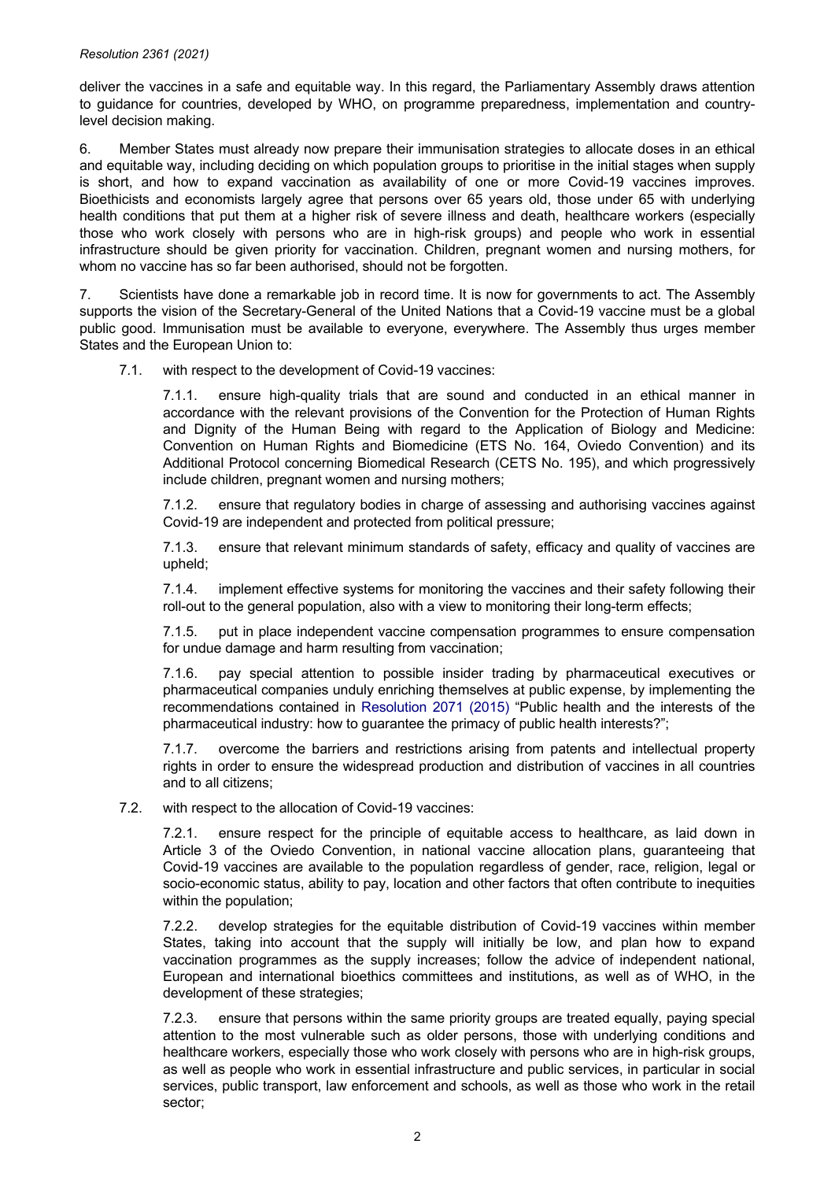deliver the vaccines in a safe and equitable way. In this regard, the Parliamentary Assembly draws attention to guidance for countries, developed by WHO, on programme preparedness, implementation and country-level decision making.

6. Member States must already now prepare their immunisation strategies to allocate doses in an ethical and equitable way, including deciding on which population groups to prioritise in the initial stages when supply is short, and how to expand vaccination as availability of one or more Covid-19 vaccines improves. Bioethicists and economists largely agree that persons over 65 years old, those under 65 with underlying health conditions that put them at a higher risk of severe illness and death, healthcare workers (especially those who work closely with persons who are in high-risk groups) and people who work in essential infrastructure should be given priority for vaccination. Children, pregnant women and nursing mothers, for whom no vaccine has so far been authorised, should not be forgotten.

7. Scientists have done a remarkable job in record time. It is now for governments to act. The Assembly supports the vision of the Secretary-General of the United Nations that a Covid-19 vaccine must be a global public good. Immunisation must be available to everyone, everywhere. The Assembly thus urges member States and the European Union to:

7.1. with respect to the development of Covid-19 vaccines:

7.1.1. ensure high-quality trials that are sound and conducted in an ethical manner in accordance with the relevant provisions of the Convention for the Protection of Human Rights and Dignity of the Human Being with regard to the Application of Biology and Medicine: Convention on Human Rights and Biomedicine (ETS No. 164, Oviedo Convention) and its Additional Protocol concerning Biomedical Research (CETS No. 195), and which progressively include children, pregnant women and nursing mothers;

7.1.2. ensure that regulatory bodies in charge of assessing and authorising vaccines against Covid-19 are independent and protected from political pressure;

7.1.3. ensure that relevant minimum standards of safety, efficacy and quality of vaccines are upheld;

7.1.4. implement effective systems for monitoring the vaccines and their safety following their roll-out to the general population, also with a view to monitoring their long-term effects;

7.1.5. put in place independent vaccine compensation programmes to ensure compensation for undue damage and harm resulting from vaccination;

7.1.6. pay special attention to possible insider trading by pharmaceutical executives or pharmaceutical companies unduly enriching themselves at public expense, by implementing the recommendations contained in Resolution 2071 (2015) "Public health and the interests of the pharmaceutical industry: how to guarantee the primacy of public health interests?";

7.1.7. overcome the barriers and restrictions arising from patents and intellectual property rights in order to ensure the widespread production and distribution of vaccines in all countries and to all citizens;

7.2. with respect to the allocation of Covid-19 vaccines:

7.2.1. ensure respect for the principle of equitable access to healthcare, as laid down in Article 3 of the Oviedo Convention, in national vaccine allocation plans, guaranteeing that Covid-19 vaccines are available to the population regardless of gender, race, religion, legal or socio-economic status, ability to pay, location and other factors that often contribute to inequities within the population;

7.2.2. develop strategies for the equitable distribution of Covid-19 vaccines within member States, taking into account that the supply will initially be low, and plan how to expand vaccination programmes as the supply increases; follow the advice of independent national, European and international bioethics committees and institutions, as well as of WHO, in the development of these strategies;

7.2.3. ensure that persons within the same priority groups are treated equally, paying special attention to the most vulnerable such as older persons, those with underlying conditions and healthcare workers, especially those who work closely with persons who are in high-risk groups, as well as people who work in essential infrastructure and public services, in particular in social services, public transport, law enforcement and schools, as well as those who work in the retail sector;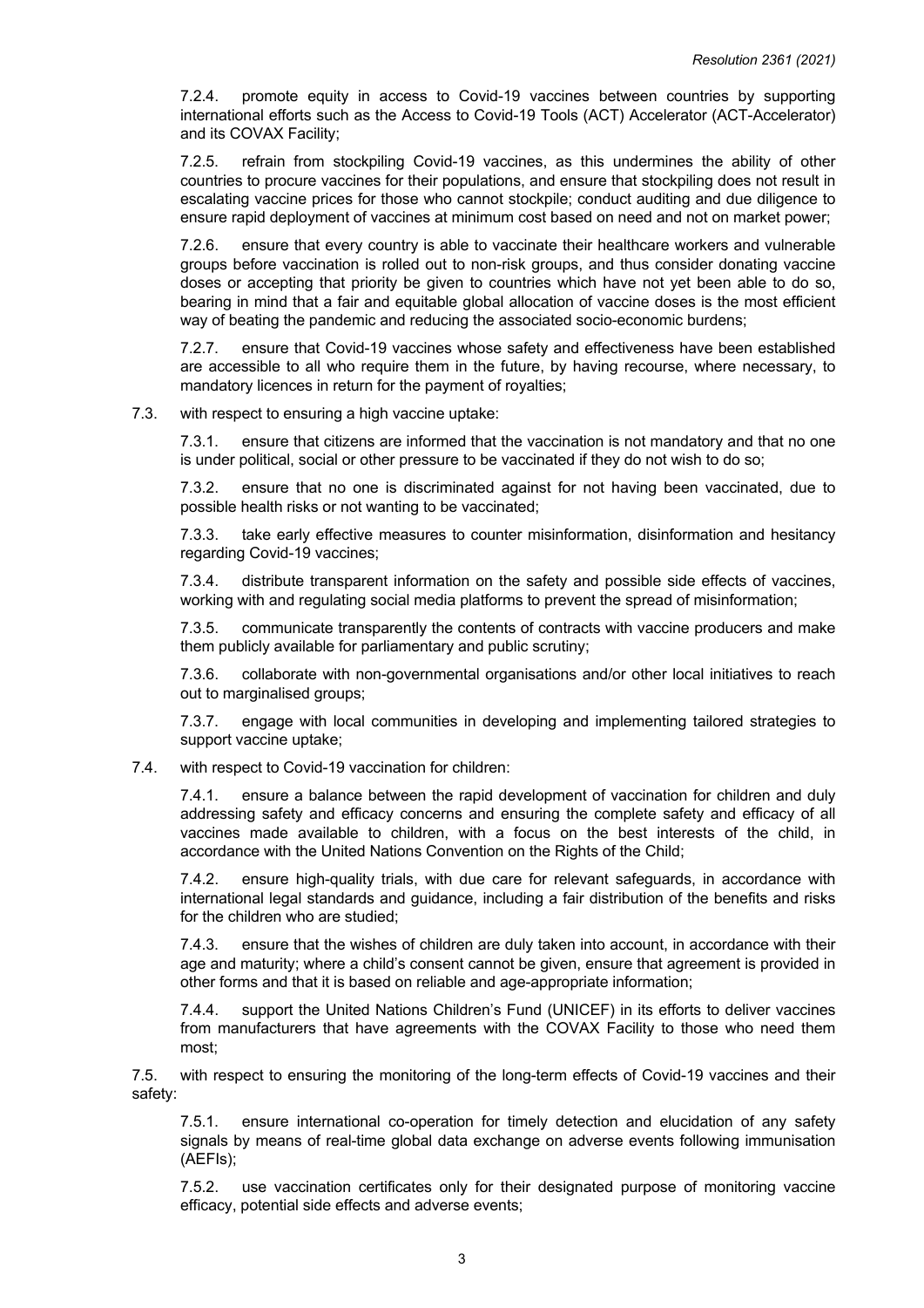7.2.4. promote equity in access to Covid-19 vaccines between countries by supporting international efforts such as the Access to Covid-19 Tools (ACT) Accelerator (ACT-Accelerator) and its COVAX Facility;

7.2.5. refrain from stockpiling Covid-19 vaccines, as this undermines the ability of other countries to procure vaccines for their populations, and ensure that stockpiling does not result in escalating vaccine prices for those who cannot stockpile; conduct auditing and due diligence to ensure rapid deployment of vaccines at minimum cost based on need and not on market power;

7.2.6. ensure that every country is able to vaccinate their healthcare workers and vulnerable groups before vaccination is rolled out to non-risk groups, and thus consider donating vaccine doses or accepting that priority be given to countries which have not yet been able to do so, bearing in mind that a fair and equitable global allocation of vaccine doses is the most efficient way of beating the pandemic and reducing the associated socio-economic burdens;

7.2.7. ensure that Covid-19 vaccines whose safety and effectiveness have been established are accessible to all who require them in the future, by having recourse, where necessary, to mandatory licences in return for the payment of royalties;

7.3. with respect to ensuring a high vaccine uptake:

7.3.1. ensure that citizens are informed that the vaccination is not mandatory and that no one is under political, social or other pressure to be vaccinated if they do not wish to do so;

7.3.2. ensure that no one is discriminated against for not having been vaccinated, due to possible health risks or not wanting to be vaccinated;

7.3.3. take early effective measures to counter misinformation, disinformation and hesitancy regarding Covid-19 vaccines;

7.3.4. distribute transparent information on the safety and possible side effects of vaccines, working with and regulating social media platforms to prevent the spread of misinformation;

7.3.5. communicate transparently the contents of contracts with vaccine producers and make them publicly available for parliamentary and public scrutiny;

7.3.6. collaborate with non-governmental organisations and/or other local initiatives to reach out to marginalised groups;

7.3.7. engage with local communities in developing and implementing tailored strategies to support vaccine uptake;

7.4. with respect to Covid-19 vaccination for children:

7.4.1. ensure a balance between the rapid development of vaccination for children and duly addressing safety and efficacy concerns and ensuring the complete safety and efficacy of all vaccines made available to children, with a focus on the best interests of the child, in accordance with the United Nations Convention on the Rights of the Child;

7.4.2. ensure high-quality trials, with due care for relevant safeguards, in accordance with international legal standards and guidance, including a fair distribution of the benefits and risks for the children who are studied;

7.4.3. ensure that the wishes of children are duly taken into account, in accordance with their age and maturity; where a child's consent cannot be given, ensure that agreement is provided in other forms and that it is based on reliable and age-appropriate information;

7.4.4. support the United Nations Children's Fund (UNICEF) in its efforts to deliver vaccines from manufacturers that have agreements with the COVAX Facility to those who need them most;

7.5. with respect to ensuring the monitoring of the long-term effects of Covid-19 vaccines and their safety:

7.5.1. ensure international co-operation for timely detection and elucidation of any safety signals by means of real-time global data exchange on adverse events following immunisation (AEFIs);

7.5.2. use vaccination certificates only for their designated purpose of monitoring vaccine efficacy, potential side effects and adverse events;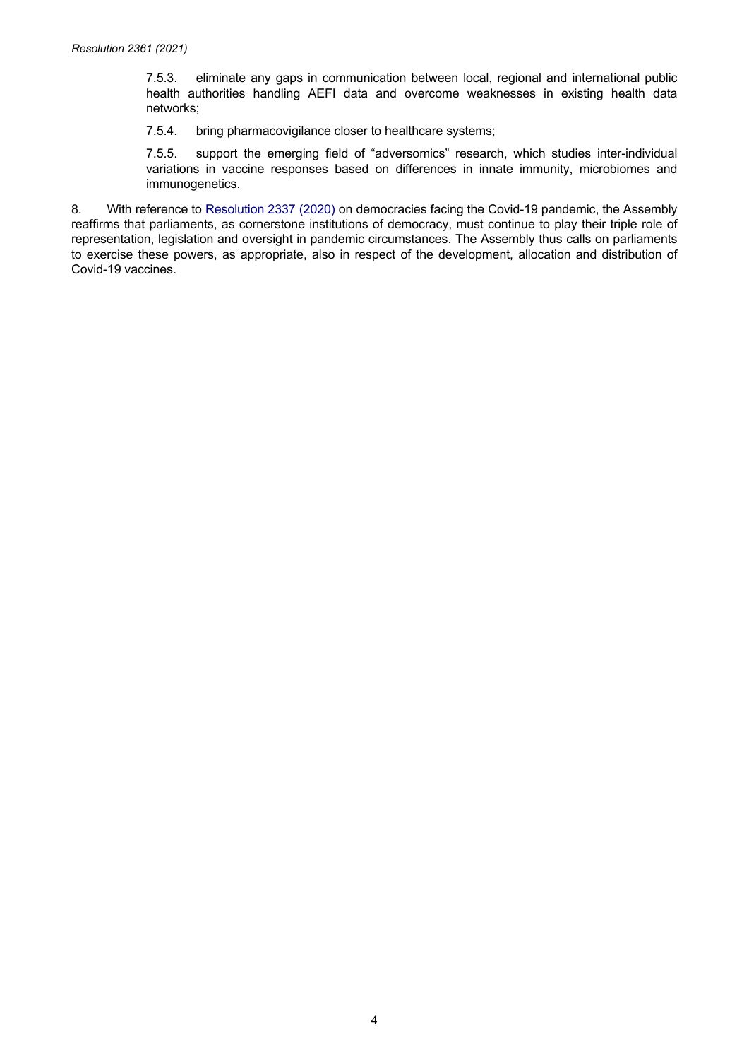7.5.3. eliminate any gaps in communication between local, regional and international public health authorities handling AEFI data and overcome weaknesses in existing health data networks;

7.5.4. bring pharmacovigilance closer to healthcare systems;

7.5.5. support the emerging field of "adversomics" research, which studies inter-individual variations in vaccine responses based on differences in innate immunity, microbiomes and immunogenetics.

8. With reference to Resolution 2337 (2020) on democracies facing the Covid-19 pandemic, the Assembly reaffirms that parliaments, as cornerstone institutions of democracy, must continue to play their triple role of representation, legislation and oversight in pandemic circumstances. The Assembly thus calls on parliaments to exercise these powers, as appropriate, also in respect of the development, allocation and distribution of Covid-19 vaccines.